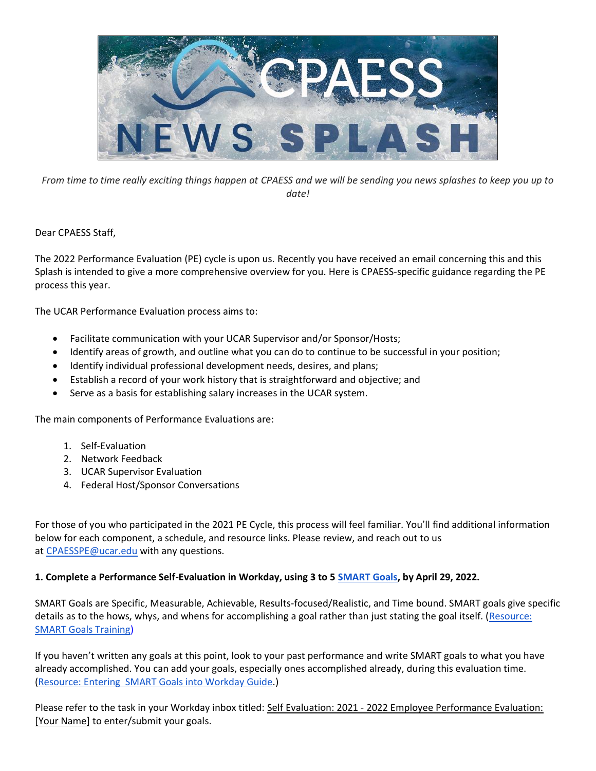# CPAESS NEWS SPLASH

*From time to time really exciting things happen at CPAESS and we will be sending you news splashes to keep you up to date!*

Dear CPAESS Staff,

The 2022 Performance Evaluation (PE) cycle is upon us. Recently you have received an email concerning this and this Splash is intended to give a more comprehensive overview for you. Here is CPAESS-specific guidance regarding the PE process this year.

The UCAR Performance Evaluation process aims to:

- Facilitate communication with your UCAR Supervisor and/or Sponsor/Hosts;
- Identify areas of growth, and outline what you can do to continue to be successful in your position;
- Identify individual professional development needs, desires, and plans;
- Establish a record of your work history that is straightforward and objective; and
- Serve as a basis for establishing salary increases in the UCAR system.

The main components of Performance Evaluations are:

1. Self-Evaluation
2. Network Feedback
3. UCAR Supervisor Evaluation
4. Federal Host/Sponsor Conversations

For those of you who participated in the 2021 PE Cycle, this process will feel familiar. You'll find additional information below for each component, a schedule, and resource links. Please review, and reach out to us at CPAESSPE@ucar.edu with any questions.

**1. Complete a Performance Self-Evaluation in Workday, using 3 to 5 SMART Goals, by April 29, 2022.**

SMART Goals are Specific, Measurable, Achievable, Results-focused/Realistic, and Time bound. SMART goals give specific details as to the hows, whys, and whens for accomplishing a goal rather than just stating the goal itself. (Resource: SMART Goals Training)

If you haven't written any goals at this point, look to your past performance and write SMART goals to what you have already accomplished. You can add your goals, especially ones accomplished already, during this evaluation time. (Resource: Entering SMART Goals into Workday Guide.)

Please refer to the task in your Workday inbox titled: Self Evaluation: 2021 - 2022 Employee Performance Evaluation: [Your Name] to enter/submit your goals.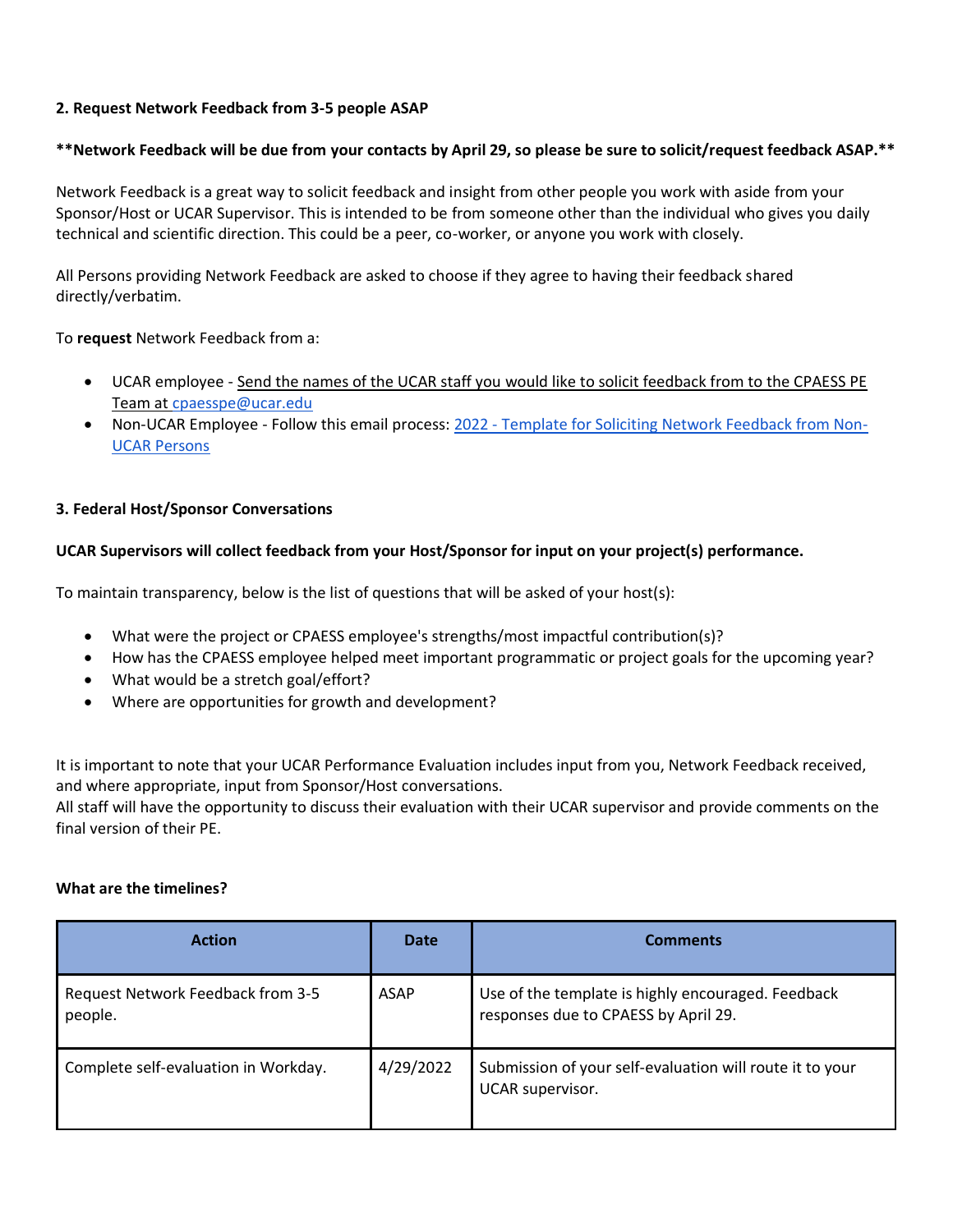**2. Request Network Feedback from 3-5 people ASAP**

****Network Feedback will be due from your contacts by April 29, so please be sure to solicit/request feedback ASAP.****

Network Feedback is a great way to solicit feedback and insight from other people you work with aside from your Sponsor/Host or UCAR Supervisor. This is intended to be from someone other than the individual who gives you daily technical and scientific direction. This could be a peer, co-worker, or anyone you work with closely.

All Persons providing Network Feedback are asked to choose if they agree to having their feedback shared directly/verbatim.

To **request** Network Feedback from a:

- UCAR employee - Send the names of the UCAR staff you would like to solicit feedback from to the CPAESS PE Team at cpaesspe@ucar.edu
- Non-UCAR Employee - Follow this email process: 2022 - Template for Soliciting Network Feedback from Non-UCAR Persons

**3. Federal Host/Sponsor Conversations**

**UCAR Supervisors will collect feedback from your Host/Sponsor for input on your project(s) performance.**

To maintain transparency, below is the list of questions that will be asked of your host(s):

- What were the project or CPAESS employee's strengths/most impactful contribution(s)?
- How has the CPAESS employee helped meet important programmatic or project goals for the upcoming year?
- What would be a stretch goal/effort?
- Where are opportunities for growth and development?

It is important to note that your UCAR Performance Evaluation includes input from you, Network Feedback received, and where appropriate, input from Sponsor/Host conversations.
All staff will have the opportunity to discuss their evaluation with their UCAR supervisor and provide comments on the final version of their PE.

**What are the timelines?**

| Action | Date | Comments |
|---|---|---|
| Request Network Feedback from 3-5 people. | ASAP | Use of the template is highly encouraged. Feedback responses due to CPAESS by April 29. |
| Complete self-evaluation in Workday. | 4/29/2022 | Submission of your self-evaluation will route it to your UCAR supervisor. |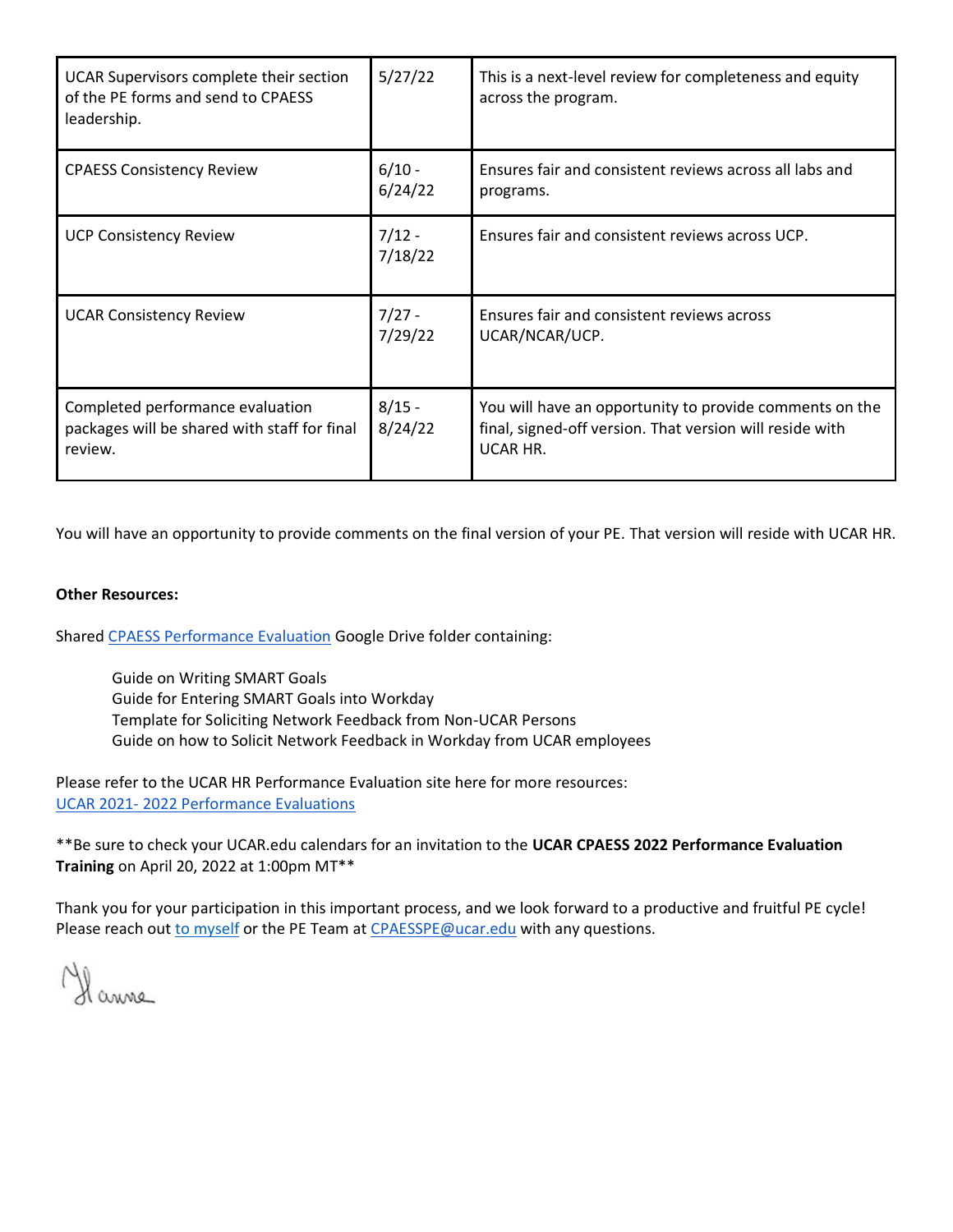| | | |
|---|---|---|
| UCAR Supervisors complete their section of the PE forms and send to CPAESS leadership. | 5/27/22 | This is a next-level review for completeness and equity across the program. |
| CPAESS Consistency Review | 6/10 - 6/24/22 | Ensures fair and consistent reviews across all labs and programs. |
| UCP Consistency Review | 7/12 - 7/18/22 | Ensures fair and consistent reviews across UCP. |
| UCAR Consistency Review | 7/27 - 7/29/22 | Ensures fair and consistent reviews across UCAR/NCAR/UCP. |
| Completed performance evaluation packages will be shared with staff for final review. | 8/15 - 8/24/22 | You will have an opportunity to provide comments on the final, signed-off version. That version will reside with UCAR HR. |

You will have an opportunity to provide comments on the final version of your PE. That version will reside with UCAR HR.

**Other Resources:**

Shared CPAESS Performance Evaluation Google Drive folder containing:

- Guide on Writing SMART Goals
- Guide for Entering SMART Goals into Workday
- Template for Soliciting Network Feedback from Non-UCAR Persons
- Guide on how to Solicit Network Feedback in Workday from UCAR employees

Please refer to the UCAR HR Performance Evaluation site here for more resources:
UCAR 2021- 2022 Performance Evaluations

**Be sure to check your UCAR.edu calendars for an invitation to the **UCAR CPAESS 2022 Performance Evaluation Training** on April 20, 2022 at 1:00pm MT**

Thank you for your participation in this important process, and we look forward to a productive and fruitful PE cycle! Please reach out to myself or the PE Team at CPAESSPE@ucar.edu with any questions.

Hanne